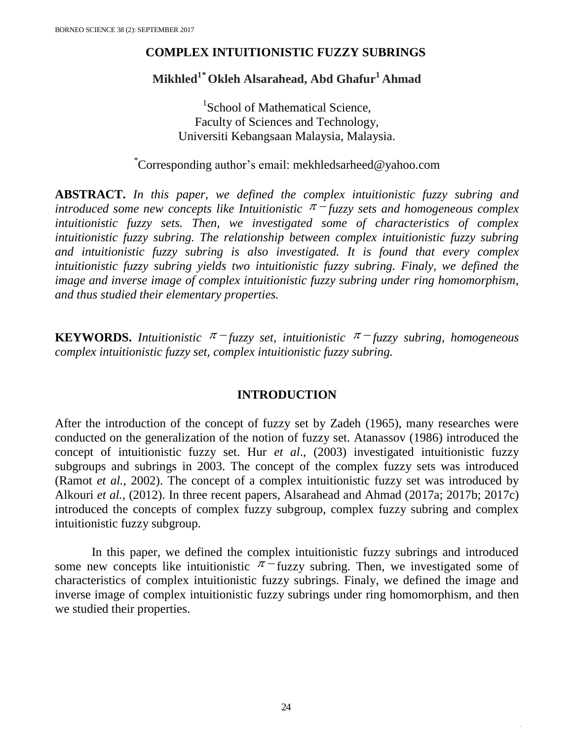# COMPLEX INTUITIONISTIC FUZZY SUBRINGS

**Mikhled[1*] Okleh Alsarahead, Abd Ghafur[1] Ahmad**

[1]School of Mathematical Science,
Faculty of Sciences and Technology,
Universiti Kebangsaan Malaysia, Malaysia.

[*]Corresponding author's email: mekhledsarheed@yahoo.com

**ABSTRACT.** *In this paper, we defined the complex intuitionistic fuzzy subring and introduced some new concepts like Intuitionistic $\pi-$fuzzy sets and homogeneous complex intuitionistic fuzzy sets. Then, we investigated some of characteristics of complex intuitionistic fuzzy subring. The relationship between complex intuitionistic fuzzy subring and intuitionistic fuzzy subring is also investigated. It is found that every complex intuitionistic fuzzy subring yields two intuitionistic fuzzy subring. Finaly, we defined the image and inverse image of complex intuitionistic fuzzy subring under ring homomorphism, and thus studied their elementary properties.*

**KEYWORDS.** *Intuitionistic $\pi-$fuzzy set, intuitionistic $\pi-$fuzzy subring, homogeneous complex intuitionistic fuzzy set, complex intuitionistic fuzzy subring.*

## INTRODUCTION

After the introduction of the concept of fuzzy set by Zadeh (1965), many researches were conducted on the generalization of the notion of fuzzy set. Atanassov (1986) introduced the concept of intuitionistic fuzzy set. Hur *et al*., (2003) investigated intuitionistic fuzzy subgroups and subrings in 2003. The concept of the complex fuzzy sets was introduced (Ramot *et al.*, 2002). The concept of a complex intuitionistic fuzzy set was introduced by Alkouri *et al.*, (2012). In three recent papers, Alsarahead and Ahmad (2017a; 2017b; 2017c) introduced the concepts of complex fuzzy subgroup, complex fuzzy subring and complex intuitionistic fuzzy subgroup.

In this paper, we defined the complex intuitionistic fuzzy subrings and introduced some new concepts like intuitionistic $\pi-$fuzzy subring. Then, we investigated some of characteristics of complex intuitionistic fuzzy subrings. Finaly, we defined the image and inverse image of complex intuitionistic fuzzy subrings under ring homomorphism, and then we studied their properties.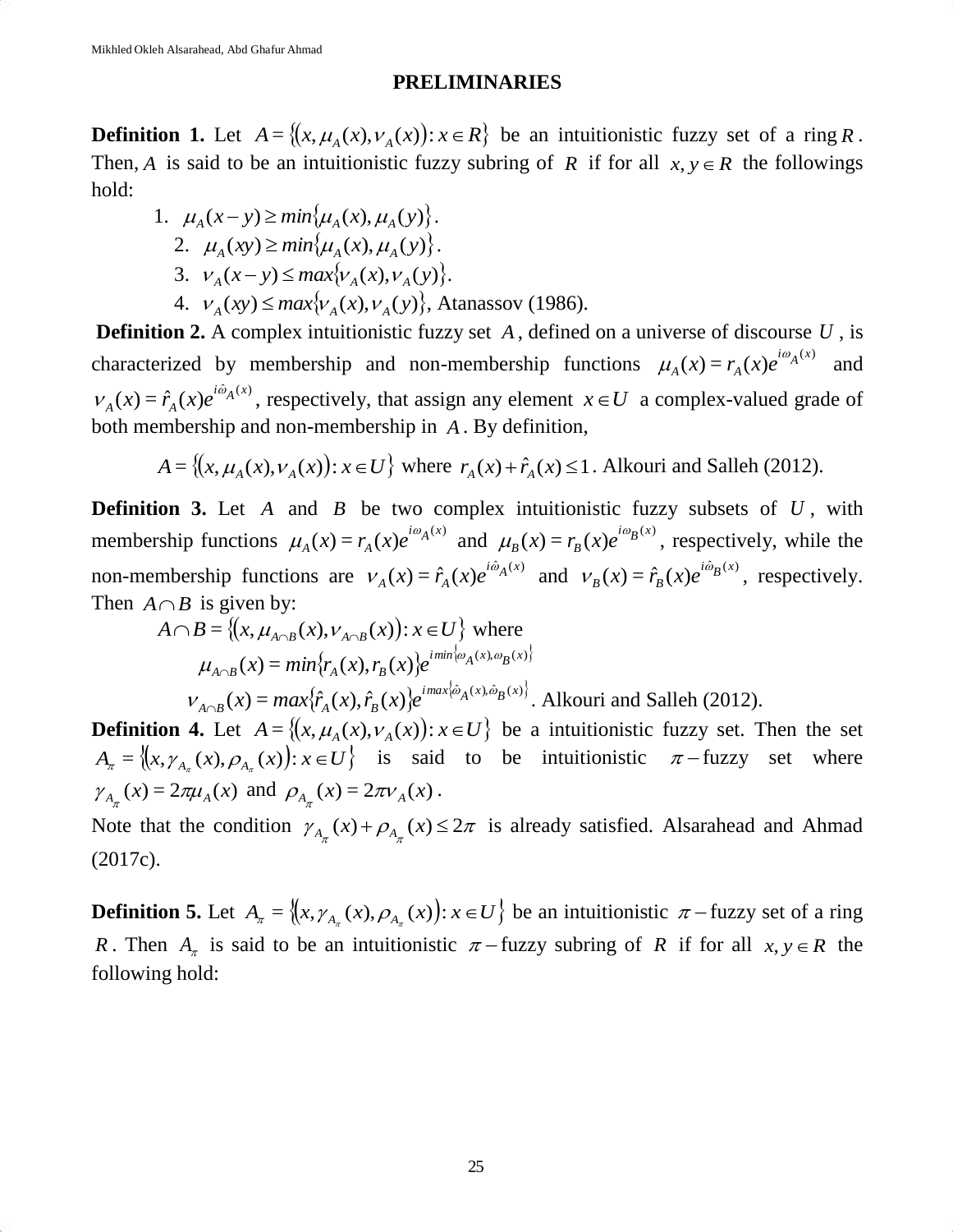## PRELIMINARIES

**Definition 1.** Let $A = \{(x, \mu_A(x), \nu_A(x)) : x \in R\}$ be an intuitionistic fuzzy set of a ring $R$. Then, $A$ is said to be an intuitionistic fuzzy subring of $R$ if for all $x, y \in R$ the followings hold:

1. $\mu_A(x-y) \geq min\{\mu_A(x), \mu_A(y)\}$.
2. $\mu_A(xy) \geq min\{\mu_A(x), \mu_A(y)\}$.
3. $\nu_A(x-y) \leq max\{\nu_A(x), \nu_A(y)\}$.
4. $\nu_A(xy) \leq max\{\nu_A(x), \nu_A(y)\}$, Atanassov (1986).

**Definition 2.** A complex intuitionistic fuzzy set $A$, defined on a universe of discourse $U$, is characterized by membership and non-membership functions $\mu_A(x) = r_A(x)e^{i\omega_A(x)}$ and $\nu_A(x) = \hat{r}_A(x)e^{i\hat{\omega}_A(x)}$, respectively, that assign any element $x \in U$ a complex-valued grade of both membership and non-membership in $A$. By definition,

$$A = \{(x, \mu_A(x), \nu_A(x)) : x \in U\} \text{ where } r_A(x) + \hat{r}_A(x) \leq 1.$$ Alkouri and Salleh (2012).

**Definition 3.** Let $A$ and $B$ be two complex intuitionistic fuzzy subsets of $U$, with membership functions $\mu_A(x) = r_A(x)e^{i\omega_A(x)}$ and $\mu_B(x) = r_B(x)e^{i\omega_B(x)}$, respectively, while the non-membership functions are $\nu_A(x) = \hat{r}_A(x)e^{i\hat{\omega}_A(x)}$ and $\nu_B(x) = \hat{r}_B(x)e^{i\hat{\omega}_B(x)}$, respectively. Then $A \cap B$ is given by:

$$A \cap B = \{(x, \mu_{A\cap B}(x), \nu_{A\cap B}(x)) : x \in U\} \text{ where}$$

$$\mu_{A\cap B}(x) = min\{r_A(x), r_B(x)\}e^{i\,min\{\omega_A(x), \omega_B(x)\}}$$

$$\nu_{A\cap B}(x) = max\{\hat{r}_A(x), \hat{r}_B(x)\}e^{i\,max\{\hat{\omega}_A(x), \hat{\omega}_B(x)\}}.$$ Alkouri and Salleh (2012).

**Definition 4.** Let $A = \{(x, \mu_A(x), \nu_A(x)) : x \in U\}$ be a intuitionistic fuzzy set. Then the set $A_\pi = \{(x, \gamma_{A_\pi}(x), \rho_{A_\pi}(x)) : x \in U\}$ is said to be intuitionistic $\pi-$fuzzy set where $\gamma_{A_\pi}(x) = 2\pi\mu_A(x)$ and $\rho_{A_\pi}(x) = 2\pi\nu_A(x)$.

Note that the condition $\gamma_{A_\pi}(x) + \rho_{A_\pi}(x) \leq 2\pi$ is already satisfied. Alsarahead and Ahmad (2017c).

**Definition 5.** Let $A_\pi = \{(x, \gamma_{A_\pi}(x), \rho_{A_\pi}(x)) : x \in U\}$ be an intuitionistic $\pi-$fuzzy set of a ring $R$. Then $A_\pi$ is said to be an intuitionistic $\pi-$fuzzy subring of $R$ if for all $x, y \in R$ the following hold: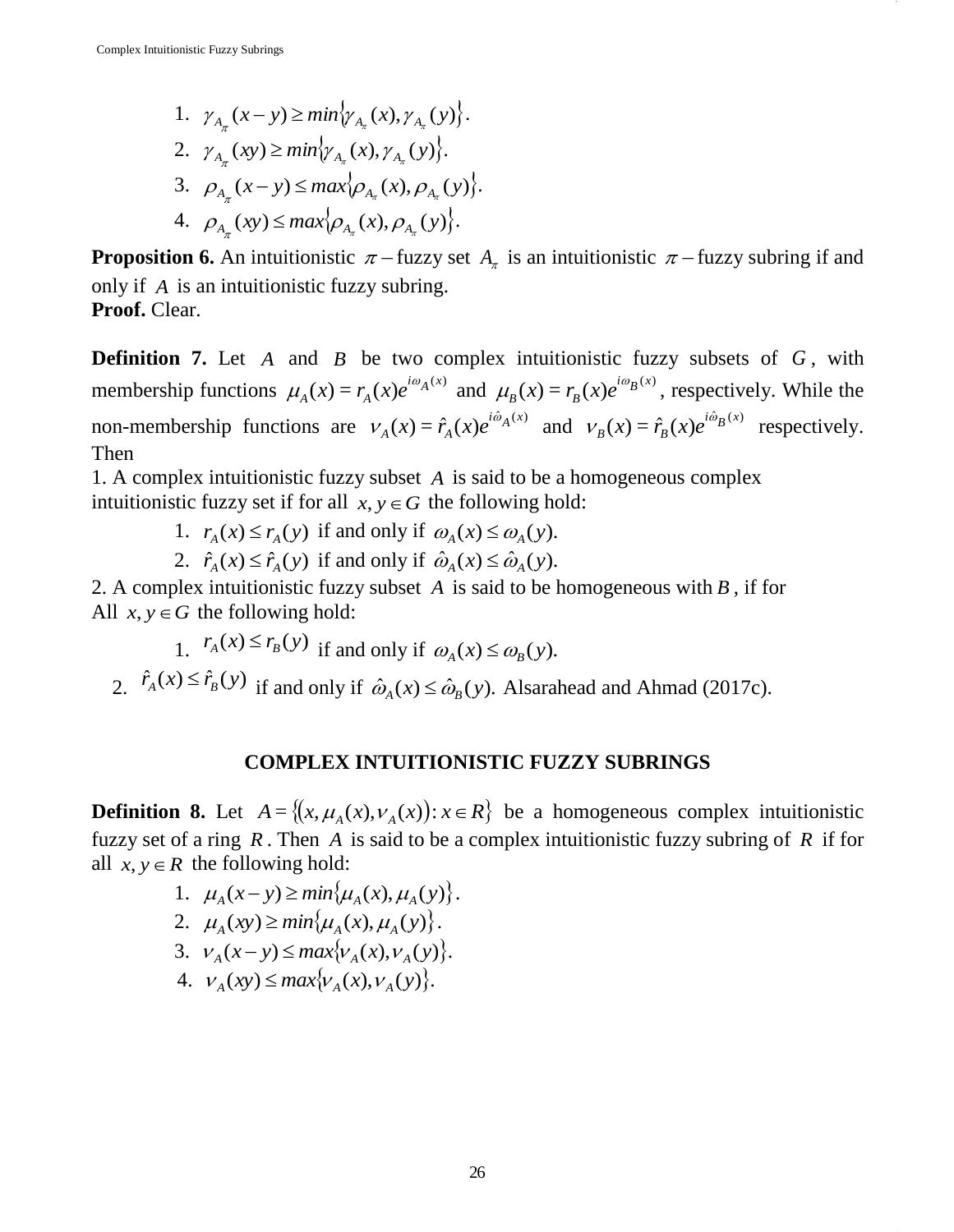1. $\gamma_{A_\pi}(x-y) \geq min\{\gamma_{A_\pi}(x), \gamma_{A_\pi}(y)\}$.
2. $\gamma_{A_\pi}(xy) \geq min\{\gamma_{A_\pi}(x), \gamma_{A_\pi}(y)\}$.
3. $\rho_{A_\pi}(x-y) \leq max\{\rho_{A_\pi}(x), \rho_{A_\pi}(y)\}$.
4. $\rho_{A_\pi}(xy) \leq max\{\rho_{A_\pi}(x), \rho_{A_\pi}(y)\}$.

**Proposition 6.** An intuitionistic $\pi-$fuzzy set $A_\pi$ is an intuitionistic $\pi-$fuzzy subring if and only if $A$ is an intuitionistic fuzzy subring.
**Proof.** Clear.

**Definition 7.** Let $A$ and $B$ be two complex intuitionistic fuzzy subsets of $G$, with membership functions $\mu_A(x) = r_A(x)e^{i\omega_A(x)}$ and $\mu_B(x) = r_B(x)e^{i\omega_B(x)}$, respectively. While the non-membership functions are $\nu_A(x) = \hat{r}_A(x)e^{i\hat{\omega}_A(x)}$ and $\nu_B(x) = \hat{r}_B(x)e^{i\hat{\omega}_B(x)}$ respectively. Then

1. A complex intuitionistic fuzzy subset $A$ is said to be a homogeneous complex intuitionistic fuzzy set if for all $x, y \in G$ the following hold:
   1. $r_A(x) \leq r_A(y)$ if and only if $\omega_A(x) \leq \omega_A(y)$.
   2. $\hat{r}_A(x) \leq \hat{r}_A(y)$ if and only if $\hat{\omega}_A(x) \leq \hat{\omega}_A(y)$.
2. A complex intuitionistic fuzzy subset $A$ is said to be homogeneous with $B$, if for All $x, y \in G$ the following hold:
   1. $r_A(x) \leq r_B(y)$ if and only if $\omega_A(x) \leq \omega_B(y)$.
   2. $\hat{r}_A(x) \leq \hat{r}_B(y)$ if and only if $\hat{\omega}_A(x) \leq \hat{\omega}_B(y)$. Alsarahead and Ahmad (2017c).

## COMPLEX INTUITIONISTIC FUZZY SUBRINGS

**Definition 8.** Let $A = \{(x, \mu_A(x), \nu_A(x)) : x \in R\}$ be a homogeneous complex intuitionistic fuzzy set of a ring $R$. Then $A$ is said to be a complex intuitionistic fuzzy subring of $R$ if for all $x, y \in R$ the following hold:

1. $\mu_A(x-y) \geq min\{\mu_A(x), \mu_A(y)\}$.
2. $\mu_A(xy) \geq min\{\mu_A(x), \mu_A(y)\}$.
3. $\nu_A(x-y) \leq max\{\nu_A(x), \nu_A(y)\}$.
4. $\nu_A(xy) \leq max\{\nu_A(x), \nu_A(y)\}$.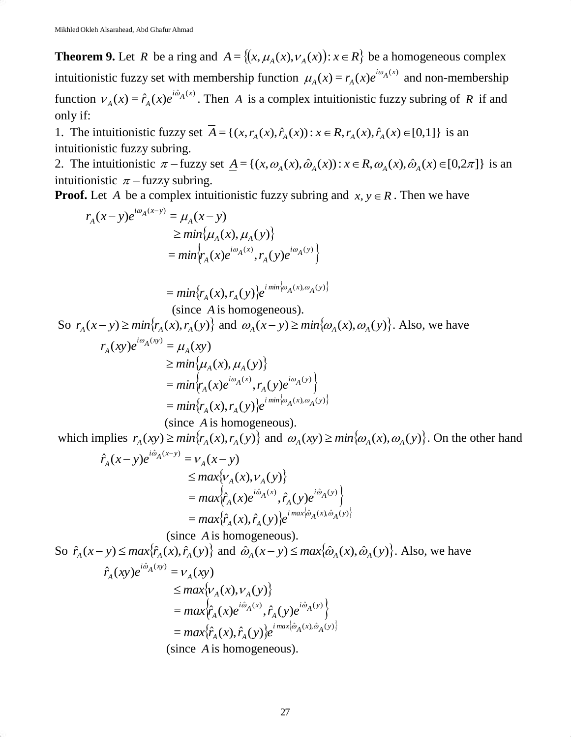**Theorem 9.** Let $R$ be a ring and $A = \{(x, \mu_A(x), \nu_A(x)) : x \in R\}$ be a homogeneous complex intuitionistic fuzzy set with membership function $\mu_A(x) = r_A(x)e^{i\omega_A(x)}$ and non-membership function $\nu_A(x) = \hat{r}_A(x)e^{i\hat{\omega}_A(x)}$. Then $A$ is a complex intuitionistic fuzzy subring of $R$ if and only if:

1. The intuitionistic fuzzy set $\overline{A} = \{(x, r_A(x), \hat{r}_A(x)) : x \in R, r_A(x), \hat{r}_A(x) \in [0,1]\}$ is an intuitionistic fuzzy subring.
2. The intuitionistic $\pi-$fuzzy set $\underline{A} = \{(x, \omega_A(x), \hat{\omega}_A(x)) : x \in R, \omega_A(x), \hat{\omega}_A(x) \in [0,2\pi]\}$ is an intuitionistic $\pi-$fuzzy subring.

**Proof.** Let $A$ be a complex intuitionistic fuzzy subring and $x, y \in R$. Then we have

$$\begin{aligned}
r_A(x-y)e^{i\omega_A(x-y)} &= \mu_A(x-y) \\
&\geq min\{\mu_A(x), \mu_A(y)\} \\
&= min\left\{r_A(x)e^{i\omega_A(x)}, r_A(y)e^{i\omega_A(y)}\right\} \\
&= min\{r_A(x), r_A(y)\}e^{i\,min\{\omega_A(x),\omega_A(y)\}}
\end{aligned}$$

(since $A$ is homogeneous).

So $r_A(x-y) \geq min\{r_A(x), r_A(y)\}$ and $\omega_A(x-y) \geq min\{\omega_A(x), \omega_A(y)\}$. Also, we have

$$\begin{aligned}
r_A(xy)e^{i\omega_A(xy)} &= \mu_A(xy) \\
&\geq min\{\mu_A(x), \mu_A(y)\} \\
&= min\left\{r_A(x)e^{i\omega_A(x)}, r_A(y)e^{i\omega_A(y)}\right\} \\
&= min\{r_A(x), r_A(y)\}e^{i\,min\{\omega_A(x),\omega_A(y)\}}
\end{aligned}$$

(since $A$ is homogeneous).

which implies $r_A(xy) \geq min\{r_A(x), r_A(y)\}$ and $\omega_A(xy) \geq min\{\omega_A(x), \omega_A(y)\}$. On the other hand

$$\begin{aligned}
\hat{r}_A(x-y)e^{i\hat{\omega}_A(x-y)} &= \nu_A(x-y) \\
&\leq max\{\nu_A(x), \nu_A(y)\} \\
&= max\left\{\hat{r}_A(x)e^{i\hat{\omega}_A(x)}, \hat{r}_A(y)e^{i\hat{\omega}_A(y)}\right\} \\
&= max\{\hat{r}_A(x), \hat{r}_A(y)\}e^{i\,max\{\hat{\omega}_A(x),\hat{\omega}_A(y)\}}
\end{aligned}$$

(since $A$ is homogeneous).

So $\hat{r}_A(x-y) \leq max\{\hat{r}_A(x), \hat{r}_A(y)\}$ and $\hat{\omega}_A(x-y) \leq max\{\hat{\omega}_A(x), \hat{\omega}_A(y)\}$. Also, we have

$$\begin{aligned}
\hat{r}_A(xy)e^{i\hat{\omega}_A(xy)} &= \nu_A(xy) \\
&\leq max\{\nu_A(x), \nu_A(y)\} \\
&= max\left\{\hat{r}_A(x)e^{i\hat{\omega}_A(x)}, \hat{r}_A(y)e^{i\hat{\omega}_A(y)}\right\} \\
&= max\{\hat{r}_A(x), \hat{r}_A(y)\}e^{i\,max\{\hat{\omega}_A(x),\hat{\omega}_A(y)\}}
\end{aligned}$$

(since $A$ is homogeneous).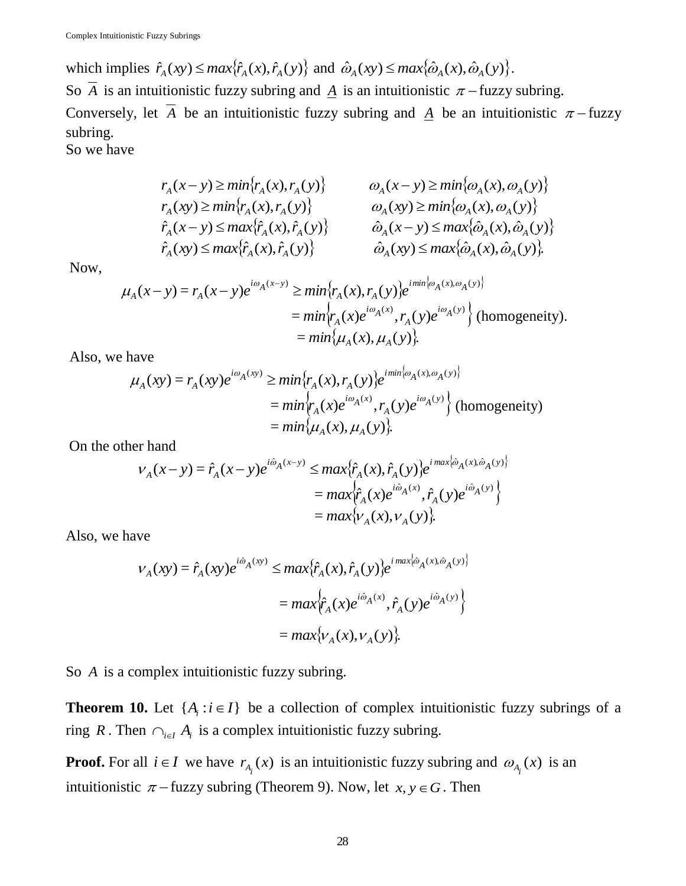which implies $\hat{r}_A(xy) \leq max\{\hat{r}_A(x), \hat{r}_A(y)\}$ and $\hat{\omega}_A(xy) \leq max\{\hat{\omega}_A(x), \hat{\omega}_A(y)\}$.

So $\overline{A}$ is an intuitionistic fuzzy subring and $\underline{A}$ is an intuitionistic $\pi-$fuzzy subring.

Conversely, let $\overline{A}$ be an intuitionistic fuzzy subring and $\underline{A}$ be an intuitionistic $\pi-$fuzzy subring.

So we have

$$
\begin{array}{ll}
r_A(x-y) \geq min\{r_A(x), r_A(y)\} & \omega_A(x-y) \geq min\{\omega_A(x), \omega_A(y)\} \\
r_A(xy) \geq min\{r_A(x), r_A(y)\} & \omega_A(xy) \geq min\{\omega_A(x), \omega_A(y)\} \\
\hat{r}_A(x-y) \leq max\{\hat{r}_A(x), \hat{r}_A(y)\} & \hat{\omega}_A(x-y) \leq max\{\hat{\omega}_A(x), \hat{\omega}_A(y)\} \\
\hat{r}_A(xy) \leq max\{\hat{r}_A(x), \hat{r}_A(y)\} & \hat{\omega}_A(xy) \leq max\{\hat{\omega}_A(x), \hat{\omega}_A(y)\}.
\end{array}
$$

Now,

$$
\begin{aligned}
\mu_A(x-y) = r_A(x-y)e^{i\omega_A(x-y)} &\geq min\{r_A(x), r_A(y)\}e^{i\,min\{\omega_A(x), \omega_A(y)\}} \\
&= min\left\{r_A(x)e^{i\omega_A(x)}, r_A(y)e^{i\omega_A(y)}\right\} \text{ (homogeneity).} \\
&= min\{\mu_A(x), \mu_A(y)\}.
\end{aligned}
$$

Also, we have

$$
\begin{aligned}
\mu_A(xy) = r_A(xy)e^{i\omega_A(xy)} &\geq min\{r_A(x), r_A(y)\}e^{i\,min\{\omega_A(x), \omega_A(y)\}} \\
&= min\left\{r_A(x)e^{i\omega_A(x)}, r_A(y)e^{i\omega_A(y)}\right\} \text{ (homogeneity)} \\
&= min\{\mu_A(x), \mu_A(y)\}.
\end{aligned}
$$

On the other hand

$$
\begin{aligned}
\nu_A(x-y) = \hat{r}_A(x-y)e^{i\hat{\omega}_A(x-y)} &\leq max\{\hat{r}_A(x), \hat{r}_A(y)\}e^{i\,max\{\hat{\omega}_A(x), \hat{\omega}_A(y)\}} \\
&= max\left\{\hat{r}_A(x)e^{i\hat{\omega}_A(x)}, \hat{r}_A(y)e^{i\hat{\omega}_A(y)}\right\} \\
&= max\{\nu_A(x), \nu_A(y)\}.
\end{aligned}
$$

Also, we have

$$
\begin{aligned}
\nu_A(xy) = \hat{r}_A(xy)e^{i\hat{\omega}_A(xy)} &\leq max\{\hat{r}_A(x), \hat{r}_A(y)\}e^{i\,max\{\hat{\omega}_A(x), \hat{\omega}_A(y)\}} \\
&= max\left\{\hat{r}_A(x)e^{i\hat{\omega}_A(x)}, \hat{r}_A(y)e^{i\hat{\omega}_A(y)}\right\} \\
&= max\{\nu_A(x), \nu_A(y)\}.
\end{aligned}
$$

So $A$ is a complex intuitionistic fuzzy subring.

**Theorem 10.** Let $\{A_i : i \in I\}$ be a collection of complex intuitionistic fuzzy subrings of a ring $R$. Then $\cap_{i\in I} A_i$ is a complex intuitionistic fuzzy subring.

**Proof.** For all $i \in I$ we have $r_{A_i}(x)$ is an intuitionistic fuzzy subring and $\omega_{A_i}(x)$ is an intuitionistic $\pi-$fuzzy subring (Theorem 9). Now, let $x, y \in G$. Then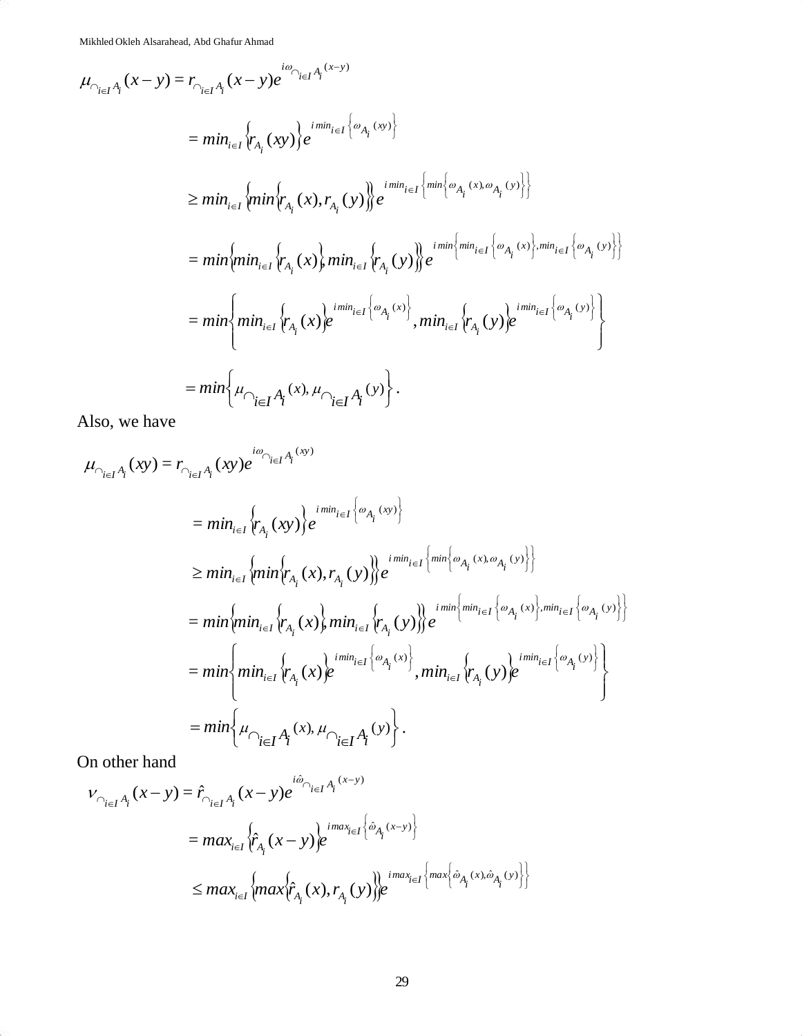$$
\begin{aligned}
\mu_{\cap_{i\in I} A_i}(x-y) &= r_{\cap_{i\in I} A_i}(x-y)e^{i\omega_{\cap_{i\in I} A_i}(x-y)} \\
&= min_{i\in I}\left\{r_{A_i}(xy)\right\}e^{i\,min_{i\in I}\left\{\omega_{A_i}(xy)\right\}} \\
&\geq min_{i\in I}\left\{min\left\{r_{A_i}(x), r_{A_i}(y)\right\}\right\}e^{i\,min_{i\in I}\left\{min\left\{\omega_{A_i}(x), \omega_{A_i}(y)\right\}\right\}} \\
&= min\left\{min_{i\in I}\left\{r_{A_i}(x)\right\}, min_{i\in I}\left\{r_{A_i}(y)\right\}\right\}e^{i\,min\left\{min_{i\in I}\left\{\omega_{A_i}(x)\right\}, min_{i\in I}\left\{\omega_{A_i}(y)\right\}\right\}} \\
&= min\left\{min_{i\in I}\left\{r_{A_i}(x)\right\}e^{i\,min_{i\in I}\left\{\omega_{A_i}(x)\right\}}, min_{i\in I}\left\{r_{A_i}(y)\right\}e^{i\,min_{i\in I}\left\{\omega_{A_i}(y)\right\}}\right\} \\
&= min\left\{\mu_{\cap_{i\in I} A_i}(x), \mu_{\cap_{i\in I} A_i}(y)\right\}.
\end{aligned}
$$

Also, we have

$$
\begin{aligned}
\mu_{\cap_{i\in I} A_i}(xy) &= r_{\cap_{i\in I} A_i}(xy)e^{i\omega_{\cap_{i\in I} A_i}(xy)} \\
&= min_{i\in I}\left\{r_{A_i}(xy)\right\}e^{i\,min_{i\in I}\left\{\omega_{A_i}(xy)\right\}} \\
&\geq min_{i\in I}\left\{min\left\{r_{A_i}(x), r_{A_i}(y)\right\}\right\}e^{i\,min_{i\in I}\left\{min\left\{\omega_{A_i}(x), \omega_{A_i}(y)\right\}\right\}} \\
&= min\left\{min_{i\in I}\left\{r_{A_i}(x)\right\}, min_{i\in I}\left\{r_{A_i}(y)\right\}\right\}e^{i\,min\left\{min_{i\in I}\left\{\omega_{A_i}(x)\right\}, min_{i\in I}\left\{\omega_{A_i}(y)\right\}\right\}} \\
&= min\left\{min_{i\in I}\left\{r_{A_i}(x)\right\}e^{i\,min_{i\in I}\left\{\omega_{A_i}(x)\right\}}, min_{i\in I}\left\{r_{A_i}(y)\right\}e^{i\,min_{i\in I}\left\{\omega_{A_i}(y)\right\}}\right\} \\
&= min\left\{\mu_{\cap_{i\in I} A_i}(x), \mu_{\cap_{i\in I} A_i}(y)\right\}.
\end{aligned}
$$

On other hand

$$
\begin{aligned}
\nu_{\cap_{i\in I} A_i}(x-y) &= \hat{r}_{\cap_{i\in I} A_i}(x-y)e^{i\hat{\omega}_{\cap_{i\in I} A_i}(x-y)} \\
&= max_{i\in I}\left\{\hat{r}_{A_i}(x-y)\right\}e^{i\,max_{i\in I}\left\{\hat{\omega}_{A_i}(x-y)\right\}} \\
&\leq max_{i\in I}\left\{max\left\{\hat{r}_{A_i}(x), r_{A_i}(y)\right\}\right\}e^{i\,max_{i\in I}\left\{max\left\{\hat{\omega}_{A_i}(x), \hat{\omega}_{A_i}(y)\right\}\right\}}
\end{aligned}
$$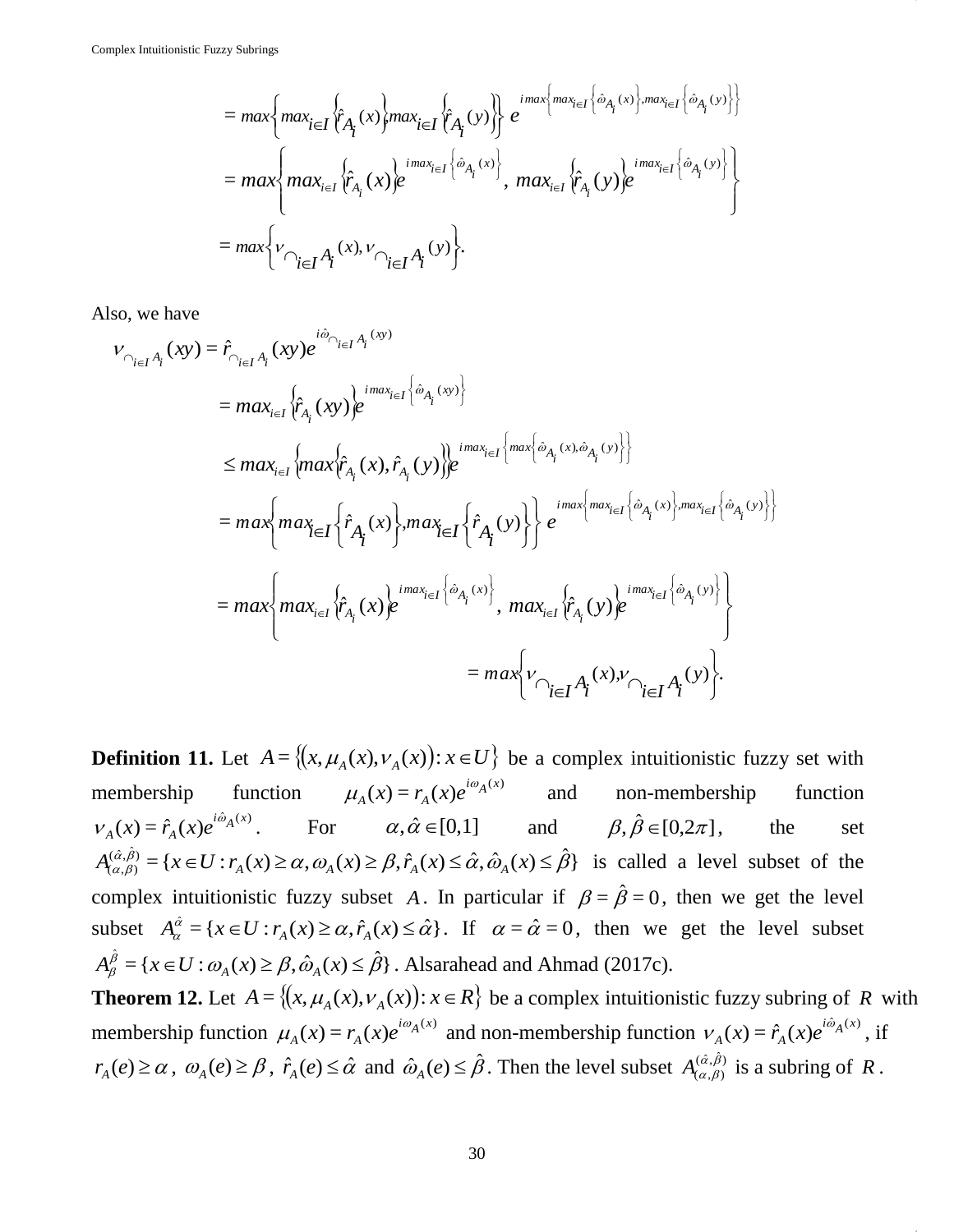$$= max\left\{max_{i\in I}\left\{\hat{r}_{A_i}(x)\right\},max_{i\in I}\left\{\hat{r}_{A_i}(y)\right\}\right\} e^{i\,max\left\{max_{i\in I}\left\{\hat{\omega}_{A_i}(x)\right\},max_{i\in I}\left\{\hat{\omega}_{A_i}(y)\right\}\right\}}$$

$$= max\left\{max_{i\in I}\left\{\hat{r}_{A_i}(x)\right\}e^{i\,max_{i\in I}\left\{\hat{\omega}_{A_i}(x)\right\}},\ max_{i\in I}\left\{\hat{r}_{A_i}(y)\right\}e^{i\,max_{i\in I}\left\{\hat{\omega}_{A_i}(y)\right\}}\right\}$$

$$= max\left\{\nu_{\cap_{i\in I}A_i}(x),\nu_{\cap_{i\in I}A_i}(y)\right\}.$$

Also, we have

$$\nu_{\cap_{i\in I}A_i}(xy) = \hat{r}_{\cap_{i\in I}A_i}(xy)e^{i\hat{\omega}_{\cap_{i\in I}A_i}(xy)}$$

$$= max_{i\in I}\left\{\hat{r}_{A_i}(xy)\right\}e^{i\,max_{i\in I}\left\{\hat{\omega}_{A_i}(xy)\right\}}$$

$$\le max_{i\in I}\left\{max\left\{\hat{r}_{A_i}(x),\hat{r}_{A_i}(y)\right\}\right\}e^{i\,max_{i\in I}\left\{max\left\{\hat{\omega}_{A_i}(x),\hat{\omega}_{A_i}(y)\right\}\right\}}$$

$$= max\left\{max_{i\in I}\left\{\hat{r}_{A_i}(x)\right\},max_{i\in I}\left\{\hat{r}_{A_i}(y)\right\}\right\} e^{i\,max\left\{max_{i\in I}\left\{\hat{\omega}_{A_i}(x)\right\},max_{i\in I}\left\{\hat{\omega}_{A_i}(y)\right\}\right\}}$$

$$= max\left\{max_{i\in I}\left\{\hat{r}_{A_i}(x)\right\}e^{i\,max_{i\in I}\left\{\hat{\omega}_{A_i}(x)\right\}},\ max_{i\in I}\left\{\hat{r}_{A_i}(y)\right\}e^{i\,max_{i\in I}\left\{\hat{\omega}_{A_i}(y)\right\}}\right\}$$

$$= max\left\{\nu_{\cap_{i\in I}A_i}(x),\nu_{\cap_{i\in I}A_i}(y)\right\}.$$

**Definition 11.** Let $A=\{(x,\mu_A(x),\nu_A(x)):x\in U\}$ be a complex intuitionistic fuzzy set with membership function $\mu_A(x)=r_A(x)e^{i\omega_A(x)}$ and non-membership function $\nu_A(x)=\hat{r}_A(x)e^{i\hat{\omega}_A(x)}$. For $\alpha,\hat{\alpha}\in[0,1]$ and $\beta,\hat{\beta}\in[0,2\pi]$, the set $A_{(\alpha,\beta)}^{(\hat{\alpha},\hat{\beta})}=\{x\in U: r_A(x)\ge\alpha,\omega_A(x)\ge\beta,\hat{r}_A(x)\le\hat{\alpha},\hat{\omega}_A(x)\le\hat{\beta}\}$ is called a level subset of the complex intuitionistic fuzzy subset $A$. In particular if $\beta=\hat{\beta}=0$, then we get the level subset $A_\alpha^{\hat{\alpha}}=\{x\in U: r_A(x)\ge\alpha,\hat{r}_A(x)\le\hat{\alpha}\}$. If $\alpha=\hat{\alpha}=0$, then we get the level subset $A_\beta^{\hat{\beta}}=\{x\in U:\omega_A(x)\ge\beta,\hat{\omega}_A(x)\le\hat{\beta}\}$. Alsarahead and Ahmad (2017c).

**Theorem 12.** Let $A=\{(x,\mu_A(x),\nu_A(x)):x\in R\}$ be a complex intuitionistic fuzzy subring of $R$ with membership function $\mu_A(x)=r_A(x)e^{i\omega_A(x)}$ and non-membership function $\nu_A(x)=\hat{r}_A(x)e^{i\hat{\omega}_A(x)}$, if $r_A(e)\ge\alpha$, $\omega_A(e)\ge\beta$, $\hat{r}_A(e)\le\hat{\alpha}$ and $\hat{\omega}_A(e)\le\hat{\beta}$. Then the level subset $A_{(\alpha,\beta)}^{(\hat{\alpha},\hat{\beta})}$ is a subring of $R$.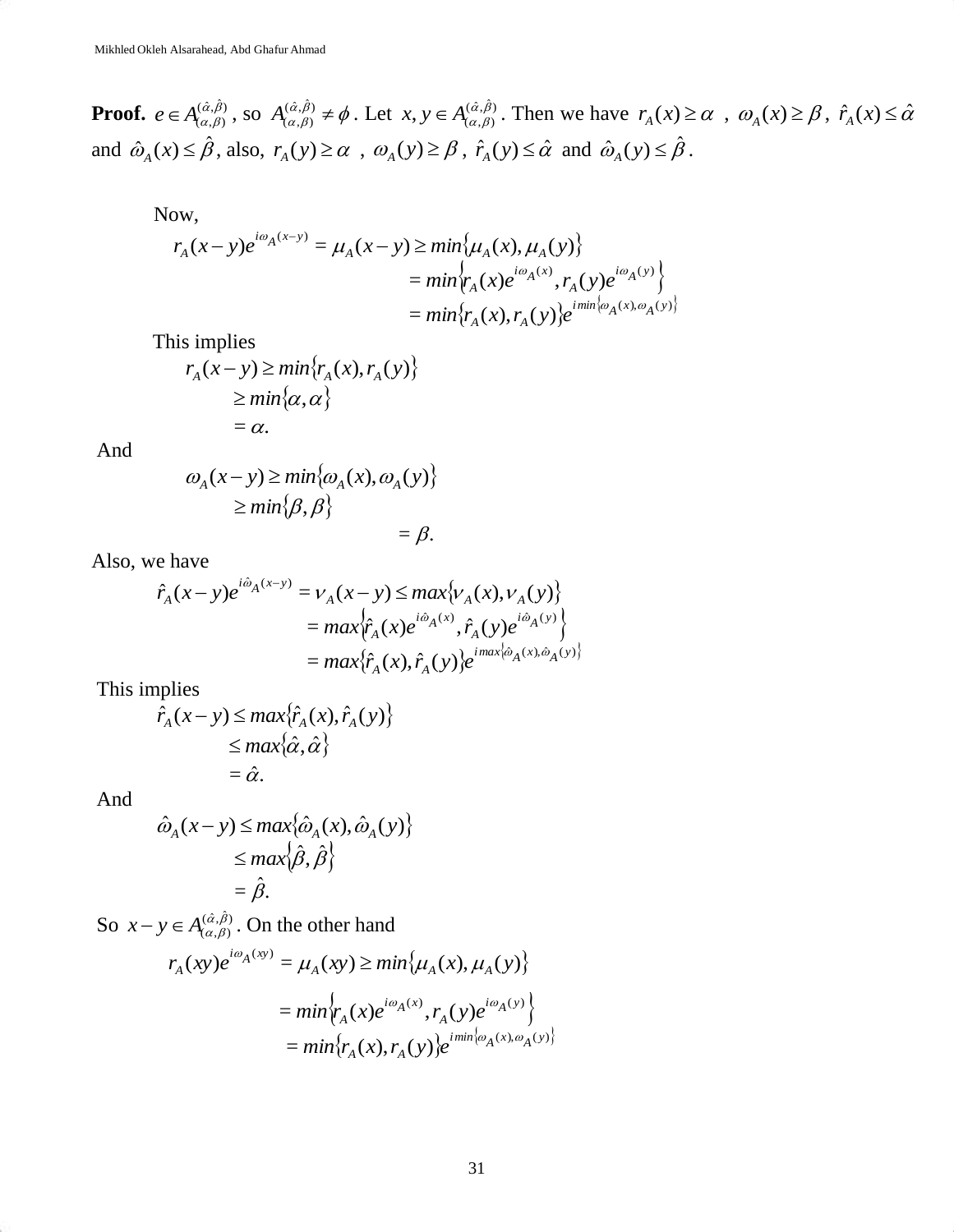**Proof.** $e \in A_{(\alpha,\beta)}^{(\hat{\alpha},\hat{\beta})}$, so $A_{(\alpha,\beta)}^{(\hat{\alpha},\hat{\beta})} \neq \phi$. Let $x, y \in A_{(\alpha,\beta)}^{(\hat{\alpha},\hat{\beta})}$. Then we have $r_A(x) \geq \alpha$ , $\omega_A(x) \geq \beta$, $\hat{r}_A(x) \leq \hat{\alpha}$ and $\hat{\omega}_A(x) \leq \hat{\beta}$, also, $r_A(y) \geq \alpha$ , $\omega_A(y) \geq \beta$, $\hat{r}_A(y) \leq \hat{\alpha}$ and $\hat{\omega}_A(y) \leq \hat{\beta}$.

Now,

$$
\begin{aligned}
r_A(x-y)e^{i\omega_A(x-y)} = \mu_A(x-y) &\geq min\{\mu_A(x), \mu_A(y)\} \\
&= min\left\{r_A(x)e^{i\omega_A(x)}, r_A(y)e^{i\omega_A(y)}\right\} \\
&= min\{r_A(x), r_A(y)\}e^{i\,min\{\omega_A(x),\omega_A(y)\}}
\end{aligned}
$$

This implies

$$
\begin{aligned}
r_A(x-y) &\geq min\{r_A(x), r_A(y)\} \\
&\geq min\{\alpha, \alpha\} \\
&= \alpha.
\end{aligned}
$$

And

$$
\begin{aligned}
\omega_A(x-y) &\geq min\{\omega_A(x), \omega_A(y)\} \\
&\geq min\{\beta, \beta\} \\
&= \beta.
\end{aligned}
$$

Also, we have

$$
\begin{aligned}
\hat{r}_A(x-y)e^{i\hat{\omega}_A(x-y)} = \nu_A(x-y) &\leq max\{\nu_A(x), \nu_A(y)\} \\
&= max\left\{\hat{r}_A(x)e^{i\hat{\omega}_A(x)}, \hat{r}_A(y)e^{i\hat{\omega}_A(y)}\right\} \\
&= max\{\hat{r}_A(x), \hat{r}_A(y)\}e^{i\,max\{\hat{\omega}_A(x),\hat{\omega}_A(y)\}}
\end{aligned}
$$

This implies

$$
\begin{aligned}
\hat{r}_A(x-y) &\leq max\{\hat{r}_A(x), \hat{r}_A(y)\} \\
&\leq max\{\hat{\alpha}, \hat{\alpha}\} \\
&= \hat{\alpha}.
\end{aligned}
$$

And

$$
\begin{aligned}
\hat{\omega}_A(x-y) &\leq max\{\hat{\omega}_A(x), \hat{\omega}_A(y)\} \\
&\leq max\{\hat{\beta}, \hat{\beta}\} \\
&= \hat{\beta}.
\end{aligned}
$$

So $x - y \in A_{(\alpha,\beta)}^{(\hat{\alpha},\hat{\beta})}$. On the other hand

$$
\begin{aligned}
r_A(xy)e^{i\omega_A(xy)} = \mu_A(xy) &\geq min\{\mu_A(x), \mu_A(y)\} \\
&= min\left\{r_A(x)e^{i\omega_A(x)}, r_A(y)e^{i\omega_A(y)}\right\} \\
&= min\{r_A(x), r_A(y)\}e^{i\,min\{\omega_A(x),\omega_A(y)\}}
\end{aligned}
$$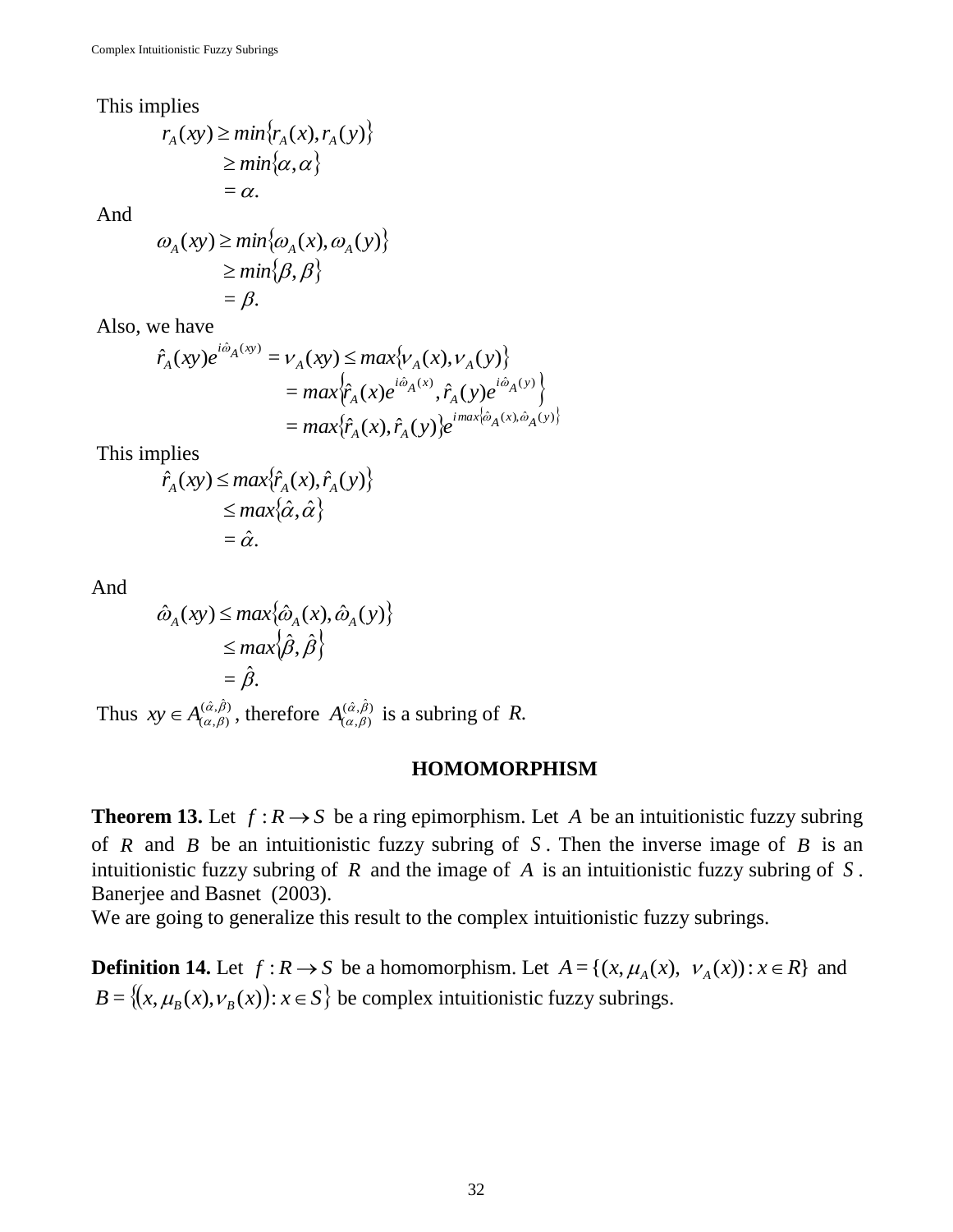This implies

$$
\begin{aligned}
r_A(xy) &\geq min\{r_A(x), r_A(y)\} \\
&\geq min\{\alpha, \alpha\} \\
&= \alpha.
\end{aligned}
$$

And

$$
\begin{aligned}
\omega_A(xy) &\geq min\{\omega_A(x), \omega_A(y)\} \\
&\geq min\{\beta, \beta\} \\
&= \beta.
\end{aligned}
$$

Also, we have

$$
\begin{aligned}
\hat{r}_A(xy)e^{i\hat{\omega}_A(xy)} = \nu_A(xy) &\leq max\{\nu_A(x), \nu_A(y)\} \\
&= max\left\{\hat{r}_A(x)e^{i\hat{\omega}_A(x)}, \hat{r}_A(y)e^{i\hat{\omega}_A(y)}\right\} \\
&= max\{\hat{r}_A(x), \hat{r}_A(y)\}e^{i max\{\hat{\omega}_A(x), \hat{\omega}_A(y)\}}
\end{aligned}
$$

This implies

$$
\begin{aligned}
\hat{r}_A(xy) &\leq max\{\hat{r}_A(x), \hat{r}_A(y)\} \\
&\leq max\{\hat{\alpha}, \hat{\alpha}\} \\
&= \hat{\alpha}.
\end{aligned}
$$

And

$$
\begin{aligned}
\hat{\omega}_A(xy) &\leq max\{\hat{\omega}_A(x), \hat{\omega}_A(y)\} \\
&\leq max\{\hat{\beta}, \hat{\beta}\} \\
&= \hat{\beta}.
\end{aligned}
$$

Thus $xy \in A_{(\alpha,\beta)}^{(\hat{\alpha},\hat{\beta})}$, therefore $A_{(\alpha,\beta)}^{(\hat{\alpha},\hat{\beta})}$ is a subring of $R$.

## HOMOMORPHISM

**Theorem 13.** Let $f : R \to S$ be a ring epimorphism. Let $A$ be an intuitionistic fuzzy subring of $R$ and $B$ be an intuitionistic fuzzy subring of $S$. Then the inverse image of $B$ is an intuitionistic fuzzy subring of $R$ and the image of $A$ is an intuitionistic fuzzy subring of $S$. Banerjee and Basnet (2003).

We are going to generalize this result to the complex intuitionistic fuzzy subrings.

**Definition 14.** Let $f : R \to S$ be a homomorphism. Let $A = \{(x, \mu_A(x), \ \nu_A(x)) : x \in R\}$ and $B = \{(x, \mu_B(x), \nu_B(x)) : x \in S\}$ be complex intuitionistic fuzzy subrings.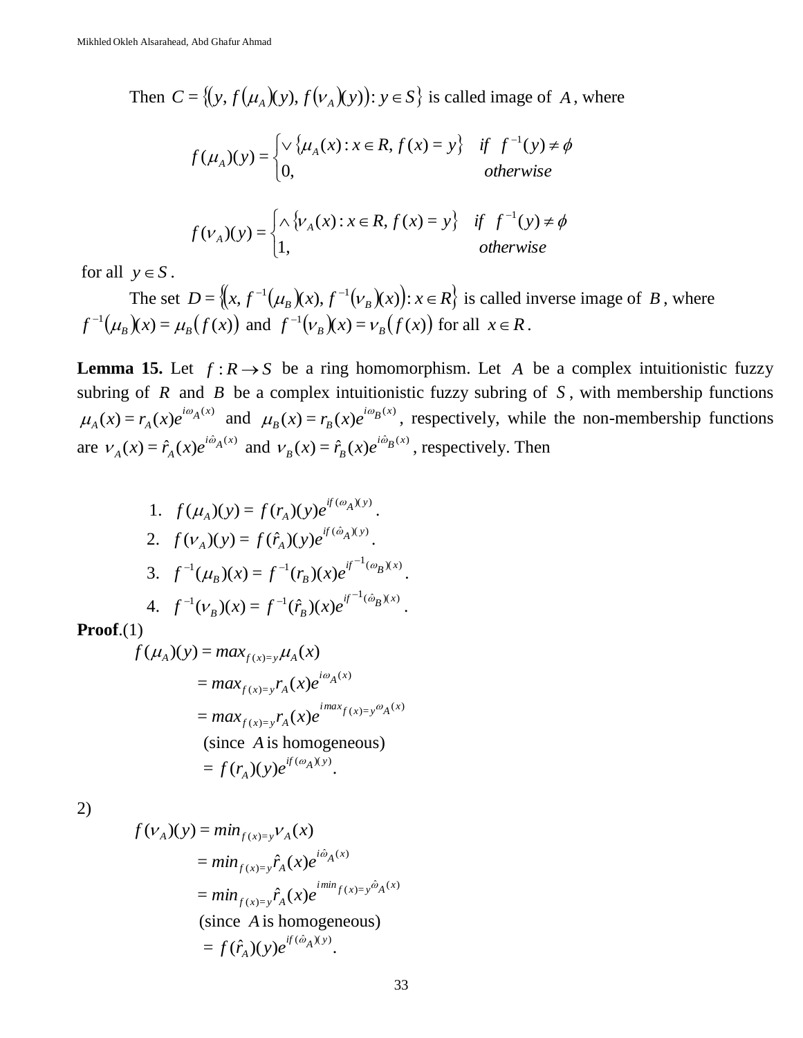Then $C = \{(y, f(\mu_A)(y), f(\nu_A)(y)) : y \in S\}$ is called image of $A$, where

$$f(\mu_A)(y) = \begin{cases} \vee \{\mu_A(x) : x \in R, f(x) = y\} & if \quad f^{-1}(y) \neq \phi \\ 0, & otherwise \end{cases}$$

$$f(\nu_A)(y) = \begin{cases} \wedge \{\nu_A(x) : x \in R, f(x) = y\} & if \quad f^{-1}(y) \neq \phi \\ 1, & otherwise \end{cases}$$

for all $y \in S$.

The set $D = \{(x, f^{-1}(\mu_B)(x), f^{-1}(\nu_B)(x)) : x \in R\}$ is called inverse image of $B$, where $f^{-1}(\mu_B)(x) = \mu_B(f(x))$ and $f^{-1}(\nu_B)(x) = \nu_B(f(x))$ for all $x \in R$.

**Lemma 15.** Let $f : R \to S$ be a ring homomorphism. Let $A$ be a complex intuitionistic fuzzy subring of $R$ and $B$ be a complex intuitionistic fuzzy subring of $S$, with membership functions $\mu_A(x) = r_A(x)e^{i\omega_A(x)}$ and $\mu_B(x) = r_B(x)e^{i\omega_B(x)}$, respectively, while the non-membership functions are $\nu_A(x) = \hat{r}_A(x)e^{i\hat{\omega}_A(x)}$ and $\nu_B(x) = \hat{r}_B(x)e^{i\hat{\omega}_B(x)}$, respectively. Then

1. $f(\mu_A)(y) = f(r_A)(y)e^{if(\omega_A)(y)}$.
2. $f(\nu_A)(y) = f(\hat{r}_A)(y)e^{if(\hat{\omega}_A)(y)}$.
3. $f^{-1}(\mu_B)(x) = f^{-1}(r_B)(x)e^{if^{-1}(\omega_B)(x)}$.
4. $f^{-1}(\nu_B)(x) = f^{-1}(\hat{r}_B)(x)e^{if^{-1}(\hat{\omega}_B)(x)}$.

**Proof.**(1)

$$\begin{aligned} f(\mu_A)(y) &= max_{f(x)=y}\mu_A(x) \\ &= max_{f(x)=y} r_A(x)e^{i\omega_A(x)} \\ &= max_{f(x)=y} r_A(x)e^{i\,max_{f(x)=y}\omega_A(x)} \\ &\quad \text{(since } A \text{ is homogeneous)} \\ &= f(r_A)(y)e^{if(\omega_A)(y)}. \end{aligned}$$

2)

$$\begin{aligned} f(\nu_A)(y) &= min_{f(x)=y}\nu_A(x) \\ &= min_{f(x)=y} \hat{r}_A(x)e^{i\hat{\omega}_A(x)} \\ &= min_{f(x)=y} \hat{r}_A(x)e^{i\,min_{f(x)=y}\hat{\omega}_A(x)} \\ &\quad \text{(since } A \text{ is homogeneous)} \\ &= f(\hat{r}_A)(y)e^{if(\hat{\omega}_A)(y)}. \end{aligned}$$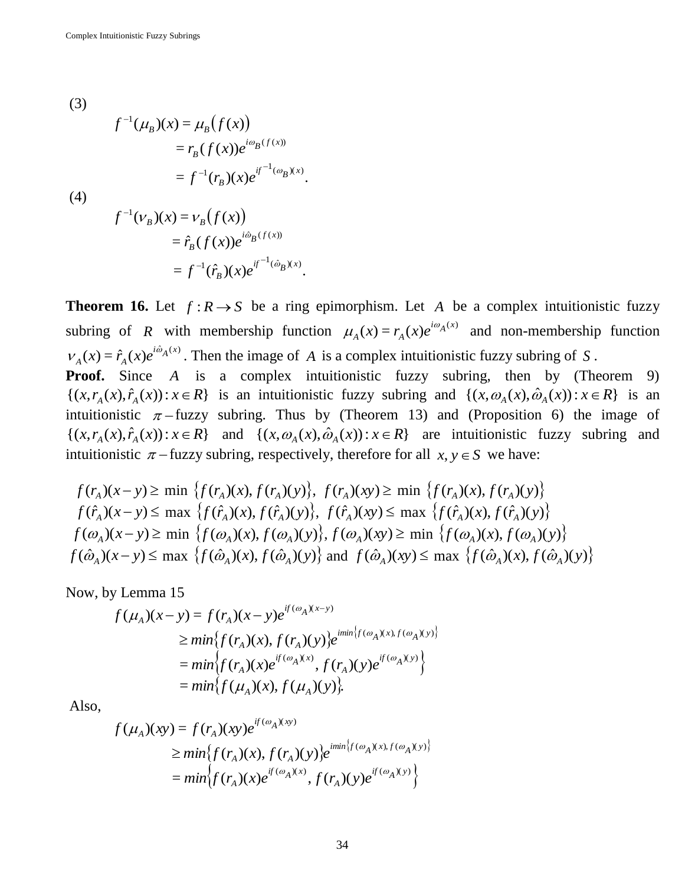(3)

$$
\begin{aligned}
f^{-1}(\mu_B)(x) &= \mu_B\big(f(x)\big) \\
&= r_B(f(x))e^{i\omega_B(f(x))} \\
&= f^{-1}(r_B)(x)e^{if^{-1}(\omega_B)(x)}.
\end{aligned}
$$

(4)

$$
\begin{aligned}
f^{-1}(\nu_B)(x) &= \nu_B\big(f(x)\big) \\
&= \hat{r}_B(f(x))e^{i\hat{\omega}_B(f(x))} \\
&= f^{-1}(\hat{r}_B)(x)e^{if^{-1}(\hat{\omega}_B)(x)}.
\end{aligned}
$$

**Theorem 16.** Let $f: R \to S$ be a ring epimorphism. Let $A$ be a complex intuitionistic fuzzy subring of $R$ with membership function $\mu_A(x) = r_A(x)e^{i\omega_A(x)}$ and non-membership function $\nu_A(x) = \hat{r}_A(x)e^{i\hat{\omega}_A(x)}$. Then the image of $A$ is a complex intuitionistic fuzzy subring of $S$.

**Proof.** Since $A$ is a complex intuitionistic fuzzy subring, then by (Theorem 9) $\{(x, r_A(x), \hat{r}_A(x)) : x \in R\}$ is an intuitionistic fuzzy subring and $\{(x, \omega_A(x), \hat{\omega}_A(x)) : x \in R\}$ is an intuitionistic $\pi-$fuzzy subring. Thus by (Theorem 13) and (Proposition 6) the image of $\{(x, r_A(x), \hat{r}_A(x)) : x \in R\}$ and $\{(x, \omega_A(x), \hat{\omega}_A(x)) : x \in R\}$ are intuitionistic fuzzy subring and intuitionistic $\pi-$fuzzy subring, respectively, therefore for all $x, y \in S$ we have:

$$
\begin{aligned}
&f(r_A)(x-y) \geq \min\{f(r_A)(x), f(r_A)(y)\},\; f(r_A)(xy) \geq \min\{f(r_A)(x), f(r_A)(y)\} \\
&f(\hat{r}_A)(x-y) \leq \max\{f(\hat{r}_A)(x), f(\hat{r}_A)(y)\},\; f(\hat{r}_A)(xy) \leq \max\{f(\hat{r}_A)(x), f(\hat{r}_A)(y)\} \\
&f(\omega_A)(x-y) \geq \min\{f(\omega_A)(x), f(\omega_A)(y)\},\; f(\omega_A)(xy) \geq \min\{f(\omega_A)(x), f(\omega_A)(y)\} \\
&f(\hat{\omega}_A)(x-y) \leq \max\{f(\hat{\omega}_A)(x), f(\hat{\omega}_A)(y)\} \text{ and } f(\hat{\omega}_A)(xy) \leq \max\{f(\hat{\omega}_A)(x), f(\hat{\omega}_A)(y)\}
\end{aligned}
$$

Now, by Lemma 15

$$
\begin{aligned}
f(\mu_A)(x-y) &= f(r_A)(x-y)e^{if(\omega_A)(x-y)} \\
&\geq min\{f(r_A)(x), f(r_A)(y)\}e^{imin\{f(\omega_A)(x), f(\omega_A)(y)\}} \\
&= min\left\{f(r_A)(x)e^{if(\omega_A)(x)}, f(r_A)(y)e^{if(\omega_A)(y)}\right\} \\
&= min\{f(\mu_A)(x), f(\mu_A)(y)\}.
\end{aligned}
$$

Also,

$$
\begin{aligned}
f(\mu_A)(xy) &= f(r_A)(xy)e^{if(\omega_A)(xy)} \\
&\geq min\{f(r_A)(x), f(r_A)(y)\}e^{imin\{f(\omega_A)(x), f(\omega_A)(y)\}} \\
&= min\left\{f(r_A)(x)e^{if(\omega_A)(x)}, f(r_A)(y)e^{if(\omega_A)(y)}\right\}
\end{aligned}
$$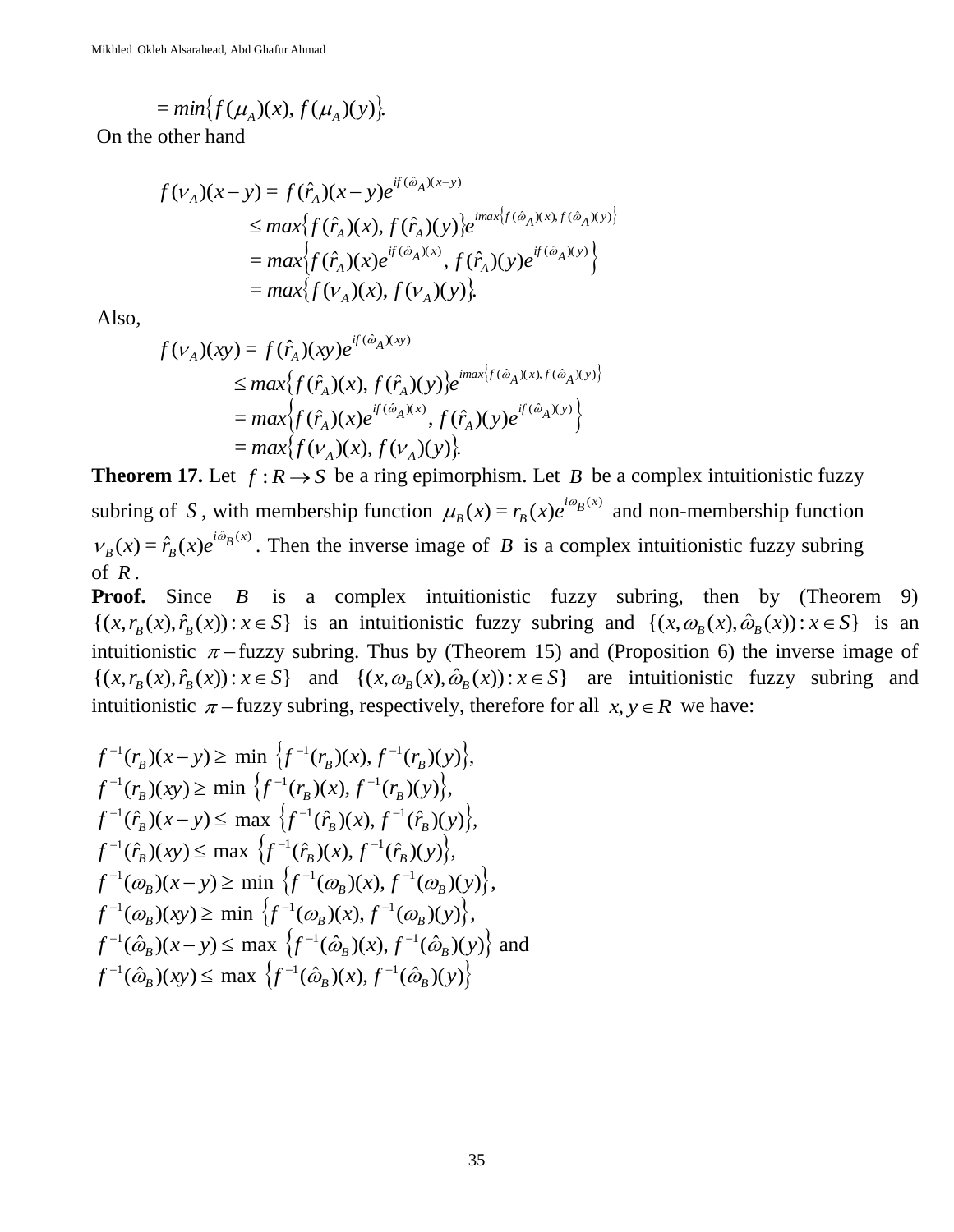$$= min\{f(\mu_A)(x), f(\mu_A)(y)\}.$$

On the other hand

$$\begin{aligned}
f(\nu_A)(x-y) &= f(\hat{r}_A)(x-y)e^{if(\hat{\omega}_A)(x-y)} \\
&\le max\{f(\hat{r}_A)(x), f(\hat{r}_A)(y)\}e^{imax\{f(\hat{\omega}_A)(x), f(\hat{\omega}_A)(y)\}} \\
&= max\left\{f(\hat{r}_A)(x)e^{if(\hat{\omega}_A)(x)}, f(\hat{r}_A)(y)e^{if(\hat{\omega}_A)(y)}\right\} \\
&= max\{f(\nu_A)(x), f(\nu_A)(y)\}.
\end{aligned}$$

Also,

$$\begin{aligned}
f(\nu_A)(xy) &= f(\hat{r}_A)(xy)e^{if(\hat{\omega}_A)(xy)} \\
&\le max\{f(\hat{r}_A)(x), f(\hat{r}_A)(y)\}e^{imax\{f(\hat{\omega}_A)(x), f(\hat{\omega}_A)(y)\}} \\
&= max\left\{f(\hat{r}_A)(x)e^{if(\hat{\omega}_A)(x)}, f(\hat{r}_A)(y)e^{if(\hat{\omega}_A)(y)}\right\} \\
&= max\{f(\nu_A)(x), f(\nu_A)(y)\}.
\end{aligned}$$

**Theorem 17.** Let $f: R \to S$ be a ring epimorphism. Let $B$ be a complex intuitionistic fuzzy subring of $S$, with membership function $\mu_B(x) = r_B(x)e^{i\omega_B(x)}$ and non-membership function $\nu_B(x) = \hat{r}_B(x)e^{i\hat{\omega}_B(x)}$. Then the inverse image of $B$ is a complex intuitionistic fuzzy subring of $R$.

**Proof.** Since $B$ is a complex intuitionistic fuzzy subring, then by (Theorem 9) $\{(x, r_B(x), \hat{r}_B(x)) : x \in S\}$ is an intuitionistic fuzzy subring and $\{(x, \omega_B(x), \hat{\omega}_B(x)) : x \in S\}$ is an intuitionistic $\pi-$fuzzy subring. Thus by (Theorem 15) and (Proposition 6) the inverse image of $\{(x, r_B(x), \hat{r}_B(x)) : x \in S\}$ and $\{(x, \omega_B(x), \hat{\omega}_B(x)) : x \in S\}$ are intuitionistic fuzzy subring and intuitionistic $\pi-$fuzzy subring, respectively, therefore for all $x, y \in R$ we have:

$$\begin{aligned}
&f^{-1}(r_B)(x-y) \ge \min\left\{f^{-1}(r_B)(x), f^{-1}(r_B)(y)\right\}, \\
&f^{-1}(r_B)(xy) \ge \min\left\{f^{-1}(r_B)(x), f^{-1}(r_B)(y)\right\}, \\
&f^{-1}(\hat{r}_B)(x-y) \le \max\left\{f^{-1}(\hat{r}_B)(x), f^{-1}(\hat{r}_B)(y)\right\}, \\
&f^{-1}(\hat{r}_B)(xy) \le \max\left\{f^{-1}(\hat{r}_B)(x), f^{-1}(\hat{r}_B)(y)\right\}, \\
&f^{-1}(\omega_B)(x-y) \ge \min\left\{f^{-1}(\omega_B)(x), f^{-1}(\omega_B)(y)\right\}, \\
&f^{-1}(\omega_B)(xy) \ge \min\left\{f^{-1}(\omega_B)(x), f^{-1}(\omega_B)(y)\right\}, \\
&f^{-1}(\hat{\omega}_B)(x-y) \le \max\left\{f^{-1}(\hat{\omega}_B)(x), f^{-1}(\hat{\omega}_B)(y)\right\} \text{ and} \\
&f^{-1}(\hat{\omega}_B)(xy) \le \max\left\{f^{-1}(\hat{\omega}_B)(x), f^{-1}(\hat{\omega}_B)(y)\right\}
\end{aligned}$$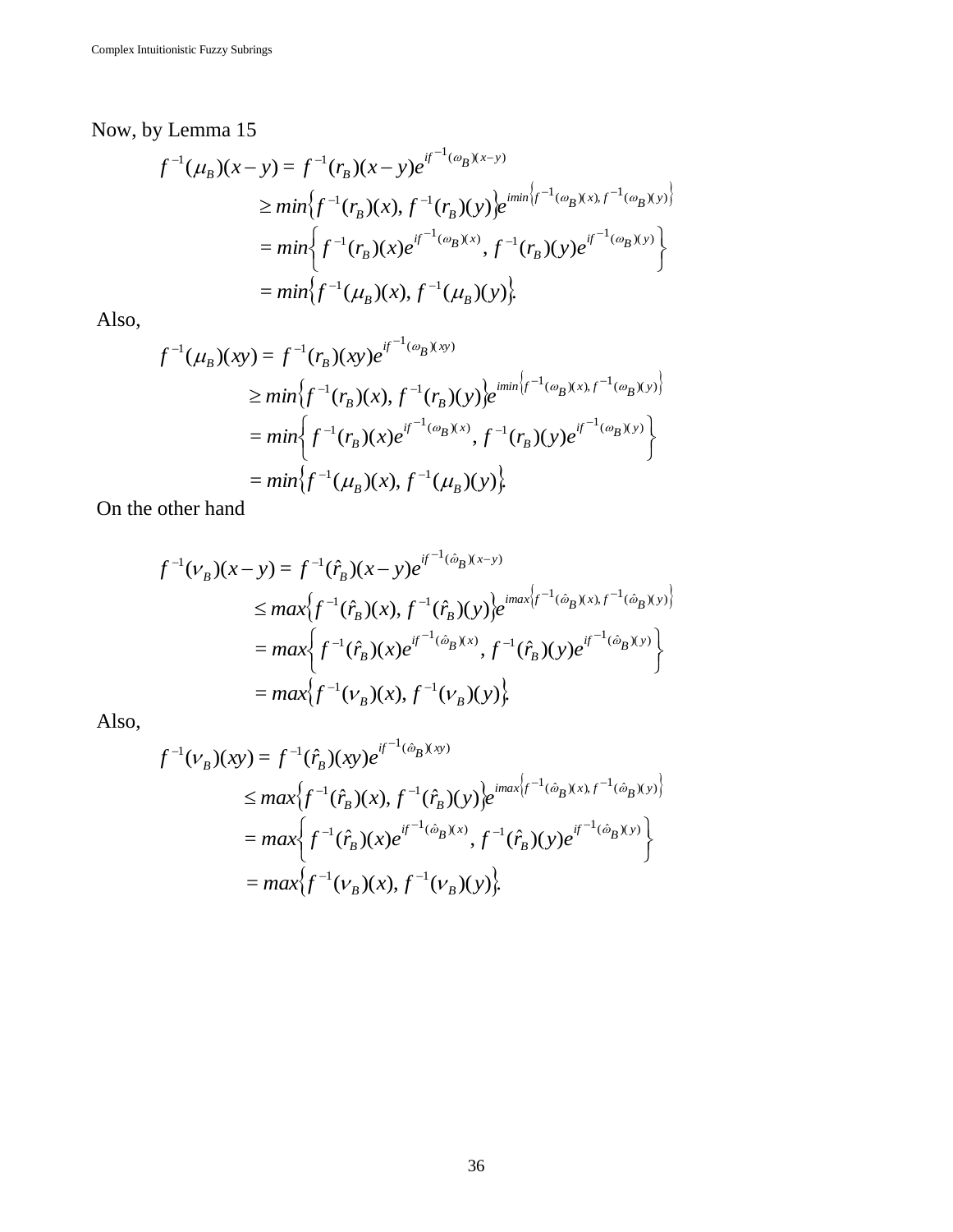Now, by Lemma 15

$$
\begin{aligned}
f^{-1}(\mu_B)(x-y) &= f^{-1}(r_B)(x-y)e^{if^{-1}(\omega_B)(x-y)} \\
&\geq min\left\{f^{-1}(r_B)(x), f^{-1}(r_B)(y)\right\}e^{imin\left\{f^{-1}(\omega_B)(x), f^{-1}(\omega_B)(y)\right\}} \\
&= min\left\{ f^{-1}(r_B)(x)e^{if^{-1}(\omega_B)(x)}, f^{-1}(r_B)(y)e^{if^{-1}(\omega_B)(y)} \right\} \\
&= min\left\{f^{-1}(\mu_B)(x), f^{-1}(\mu_B)(y)\right\}.
\end{aligned}
$$

Also,

$$
\begin{aligned}
f^{-1}(\mu_B)(xy) &= f^{-1}(r_B)(xy)e^{if^{-1}(\omega_B)(xy)} \\
&\geq min\left\{f^{-1}(r_B)(x), f^{-1}(r_B)(y)\right\}e^{imin\left\{f^{-1}(\omega_B)(x), f^{-1}(\omega_B)(y)\right\}} \\
&= min\left\{ f^{-1}(r_B)(x)e^{if^{-1}(\omega_B)(x)}, f^{-1}(r_B)(y)e^{if^{-1}(\omega_B)(y)} \right\} \\
&= min\left\{f^{-1}(\mu_B)(x), f^{-1}(\mu_B)(y)\right\}.
\end{aligned}
$$

On the other hand

$$
\begin{aligned}
f^{-1}(\nu_B)(x-y) &= f^{-1}(\hat{r}_B)(x-y)e^{if^{-1}(\hat{\omega}_B)(x-y)} \\
&\leq max\left\{f^{-1}(\hat{r}_B)(x), f^{-1}(\hat{r}_B)(y)\right\}e^{imax\left\{f^{-1}(\hat{\omega}_B)(x), f^{-1}(\hat{\omega}_B)(y)\right\}} \\
&= max\left\{ f^{-1}(\hat{r}_B)(x)e^{if^{-1}(\hat{\omega}_B)(x)}, f^{-1}(\hat{r}_B)(y)e^{if^{-1}(\hat{\omega}_B)(y)} \right\} \\
&= max\left\{f^{-1}(\nu_B)(x), f^{-1}(\nu_B)(y)\right\}.
\end{aligned}
$$

Also,

$$
\begin{aligned}
f^{-1}(\nu_B)(xy) &= f^{-1}(\hat{r}_B)(xy)e^{if^{-1}(\hat{\omega}_B)(xy)} \\
&\leq max\left\{f^{-1}(\hat{r}_B)(x), f^{-1}(\hat{r}_B)(y)\right\}e^{imax\left\{f^{-1}(\hat{\omega}_B)(x), f^{-1}(\hat{\omega}_B)(y)\right\}} \\
&= max\left\{ f^{-1}(\hat{r}_B)(x)e^{if^{-1}(\hat{\omega}_B)(x)}, f^{-1}(\hat{r}_B)(y)e^{if^{-1}(\hat{\omega}_B)(y)} \right\} \\
&= max\left\{f^{-1}(\nu_B)(x), f^{-1}(\nu_B)(y)\right\}.
\end{aligned}
$$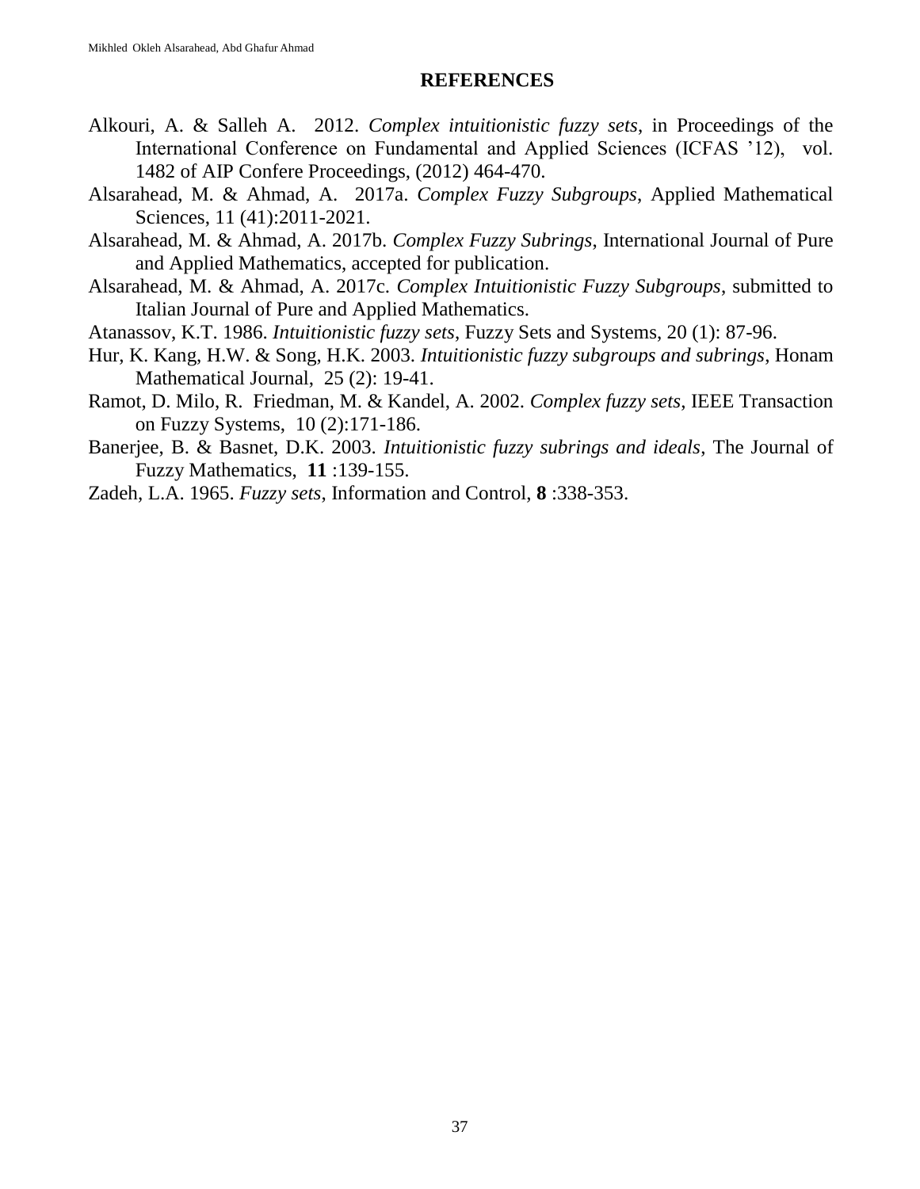## REFERENCES

Alkouri, A. & Salleh A. 2012. *Complex intuitionistic fuzzy sets*, in Proceedings of the International Conference on Fundamental and Applied Sciences (ICFAS ’12), vol. 1482 of AIP Confere Proceedings, (2012) 464-470.

Alsarahead, M. & Ahmad, A. 2017a. *Complex Fuzzy Subgroups*, Applied Mathematical Sciences, 11 (41):2011-2021.

Alsarahead, M. & Ahmad, A. 2017b. *Complex Fuzzy Subrings*, International Journal of Pure and Applied Mathematics, accepted for publication.

Alsarahead, M. & Ahmad, A. 2017c. *Complex Intuitionistic Fuzzy Subgroups*, submitted to Italian Journal of Pure and Applied Mathematics.

Atanassov, K.T. 1986. *Intuitionistic fuzzy sets*, Fuzzy Sets and Systems, 20 (1): 87-96.

Hur, K. Kang, H.W. & Song, H.K. 2003. *Intuitionistic fuzzy subgroups and subrings*, Honam Mathematical Journal, 25 (2): 19-41.

Ramot, D. Milo, R. Friedman, M. & Kandel, A. 2002. *Complex fuzzy sets*, IEEE Transaction on Fuzzy Systems, 10 (2):171-186.

Banerjee, B. & Basnet, D.K. 2003. *Intuitionistic fuzzy subrings and ideals*, The Journal of Fuzzy Mathematics, **11** :139-155.

Zadeh, L.A. 1965. *Fuzzy sets*, Information and Control, **8** :338-353.